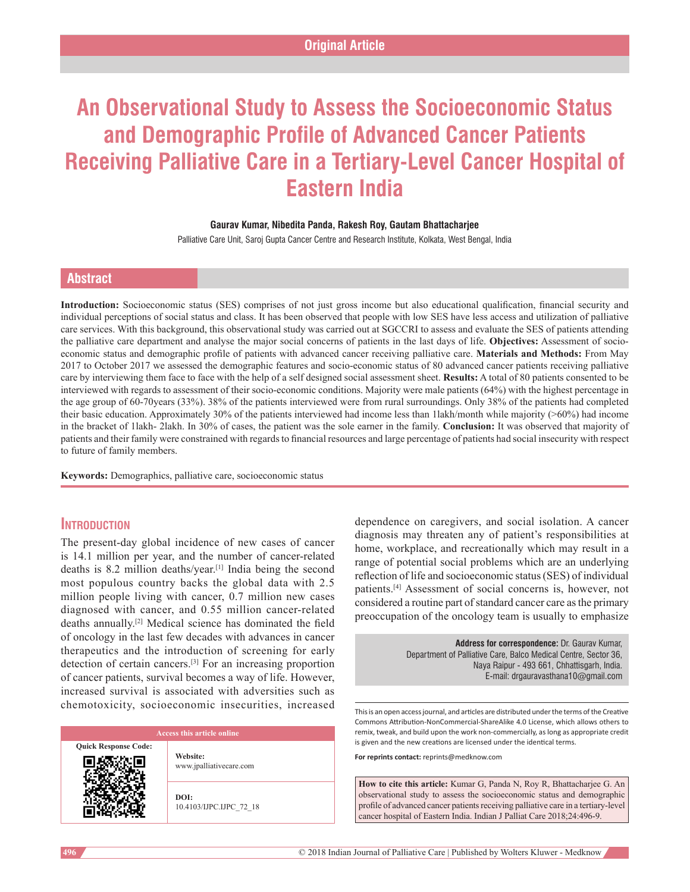Original Article

# An Observational Study to Assess the Socioeconomic Status and Demographic Profile of Advanced Cancer Patients Receiving Palliative Care in a Tertiary-Level Cancer Hospital of Eastern India

**Gaurav Kumar, Nibedita Panda, Rakesh Roy, Gautam Bhattacharjee**

Palliative Care Unit, Saroj Gupta Cancer Centre and Research Institute, Kolkata, West Bengal, India

## Abstract

**Introduction:** Socioeconomic status (SES) comprises of not just gross income but also educational qualification, financial security and individual perceptions of social status and class. It has been observed that people with low SES have less access and utilization of palliative care services. With this background, this observational study was carried out at SGCCRI to assess and evaluate the SES of patients attending the palliative care department and analyse the major social concerns of patients in the last days of life. **Objectives:** Assessment of socio-economic status and demographic profile of patients with advanced cancer receiving palliative care. **Materials and Methods:** From May 2017 to October 2017 we assessed the demographic features and socio-economic status of 80 advanced cancer patients receiving palliative care by interviewing them face to face with the help of a self designed social assessment sheet. **Results:** A total of 80 patients consented to be interviewed with regards to assessment of their socio-economic conditions. Majority were male patients (64%) with the highest percentage in the age group of 60-70years (33%). 38% of the patients interviewed were from rural surroundings. Only 38% of the patients had completed their basic education. Approximately 30% of the patients interviewed had income less than 1lakh/month while majority (>60%) had income in the bracket of 1lakh- 2lakh. In 30% of cases, the patient was the sole earner in the family. **Conclusion:** It was observed that majority of patients and their family were constrained with regards to financial resources and large percentage of patients had social insecurity with respect to future of family members.

**Keywords:** Demographics, palliative care, socioeconomic status

## Introduction

The present-day global incidence of new cases of cancer is 14.1 million per year, and the number of cancer-related deaths is 8.2 million deaths/year.[1] India being the second most populous country backs the global data with 2.5 million people living with cancer, 0.7 million new cases diagnosed with cancer, and 0.55 million cancer-related deaths annually.[2] Medical science has dominated the field of oncology in the last few decades with advances in cancer therapeutics and the introduction of screening for early detection of certain cancers.[3] For an increasing proportion of cancer patients, survival becomes a way of life. However, increased survival is associated with adversities such as chemotoxicity, socioeconomic insecurities, increased dependence on caregivers, and social isolation. A cancer diagnosis may threaten any of patient's responsibilities at home, workplace, and recreationally which may result in a range of potential social problems which are an underlying reflection of life and socioeconomic status (SES) of individual patients.[4] Assessment of social concerns is, however, not considered a routine part of standard cancer care as the primary preoccupation of the oncology team is usually to emphasize

**Address for correspondence:** Dr. Gaurav Kumar, Department of Palliative Care, Balco Medical Centre, Sector 36, Naya Raipur - 493 661, Chhattisgarh, India. E-mail: drgauravasthana10@gmail.com

| Access this article online | |
|---|---|
| Quick Response Code: | Website: www.jpalliativecare.com |
| | DOI: 10.4103/IJPC.IJPC_72_18 |

This is an open access journal, and articles are distributed under the terms of the Creative Commons Attribution-NonCommercial-ShareAlike 4.0 License, which allows others to remix, tweak, and build upon the work non-commercially, as long as appropriate credit is given and the new creations are licensed under the identical terms.

**For reprints contact:** reprints@medknow.com

**How to cite this article:** Kumar G, Panda N, Roy R, Bhattacharjee G. An observational study to assess the socioeconomic status and demographic profile of advanced cancer patients receiving palliative care in a tertiary-level cancer hospital of Eastern India. Indian J Palliat Care 2018;24:496-9.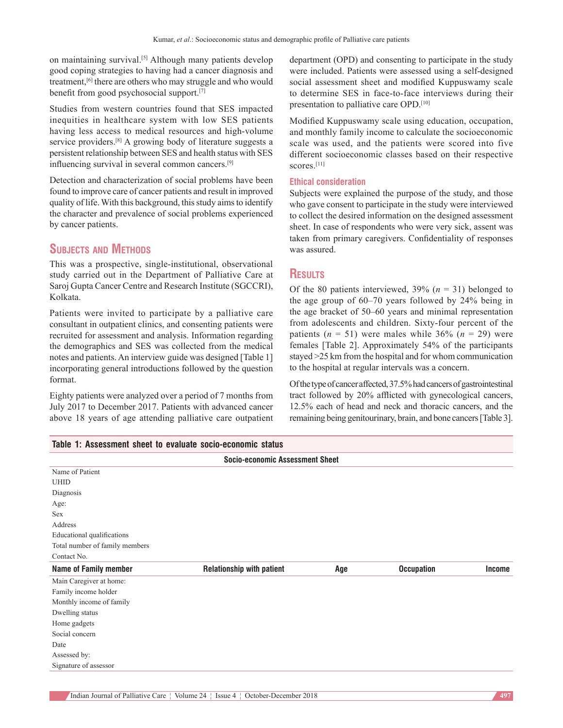on maintaining survival.[5] Although many patients develop good coping strategies to having had a cancer diagnosis and treatment,[6] there are others who may struggle and who would benefit from good psychosocial support.[7]

Studies from western countries found that SES impacted inequities in healthcare system with low SES patients having less access to medical resources and high-volume service providers.[8] A growing body of literature suggests a persistent relationship between SES and health status with SES influencing survival in several common cancers.[9]

Detection and characterization of social problems have been found to improve care of cancer patients and result in improved quality of life. With this background, this study aims to identify the character and prevalence of social problems experienced by cancer patients.

## Subjects and Methods

This was a prospective, single-institutional, observational study carried out in the Department of Palliative Care at Saroj Gupta Cancer Centre and Research Institute (SGCCRI), Kolkata.

Patients were invited to participate by a palliative care consultant in outpatient clinics, and consenting patients were recruited for assessment and analysis. Information regarding the demographics and SES was collected from the medical notes and patients. An interview guide was designed [Table 1] incorporating general introductions followed by the question format.

Eighty patients were analyzed over a period of 7 months from July 2017 to December 2017. Patients with advanced cancer above 18 years of age attending palliative care outpatient department (OPD) and consenting to participate in the study were included. Patients were assessed using a self-designed social assessment sheet and modified Kuppuswamy scale to determine SES in face-to-face interviews during their presentation to palliative care OPD.[10]

Modified Kuppuswamy scale using education, occupation, and monthly family income to calculate the socioeconomic scale was used, and the patients were scored into five different socioeconomic classes based on their respective scores.[11]

### Ethical consideration

Subjects were explained the purpose of the study, and those who gave consent to participate in the study were interviewed to collect the desired information on the designed assessment sheet. In case of respondents who were very sick, assent was taken from primary caregivers. Confidentiality of responses was assured.

## Results

Of the 80 patients interviewed, 39% (*n* = 31) belonged to the age group of 60–70 years followed by 24% being in the age bracket of 50–60 years and minimal representation from adolescents and children. Sixty-four percent of the patients (*n* = 51) were males while 36% (*n* = 29) were females [Table 2]. Approximately 54% of the participants stayed >25 km from the hospital and for whom communication to the hospital at regular intervals was a concern.

Of the type of cancer affected, 37.5% had cancers of gastrointestinal tract followed by 20% afflicted with gynecological cancers, 12.5% each of head and neck and thoracic cancers, and the remaining being genitourinary, brain, and bone cancers [Table 3].

**Table 1: Assessment sheet to evaluate socio-economic status**

| Socio-economic Assessment Sheet | | | | |
|---|---|---|---|---|
| Name of Patient | | | | |
| UHID | | | | |
| Diagnosis | | | | |
| Age: | | | | |
| Sex | | | | |
| Address | | | | |
| Educational qualifications | | | | |
| Total number of family members | | | | |
| Contact No. | | | | |
| **Name of Family member** | **Relationship with patient** | **Age** | **Occupation** | **Income** |
| Main Caregiver at home: | | | | |
| Family income holder | | | | |
| Monthly income of family | | | | |
| Dwelling status | | | | |
| Home gadgets | | | | |
| Social concern | | | | |
| Date | | | | |
| Assessed by: | | | | |
| Signature of assessor | | | | |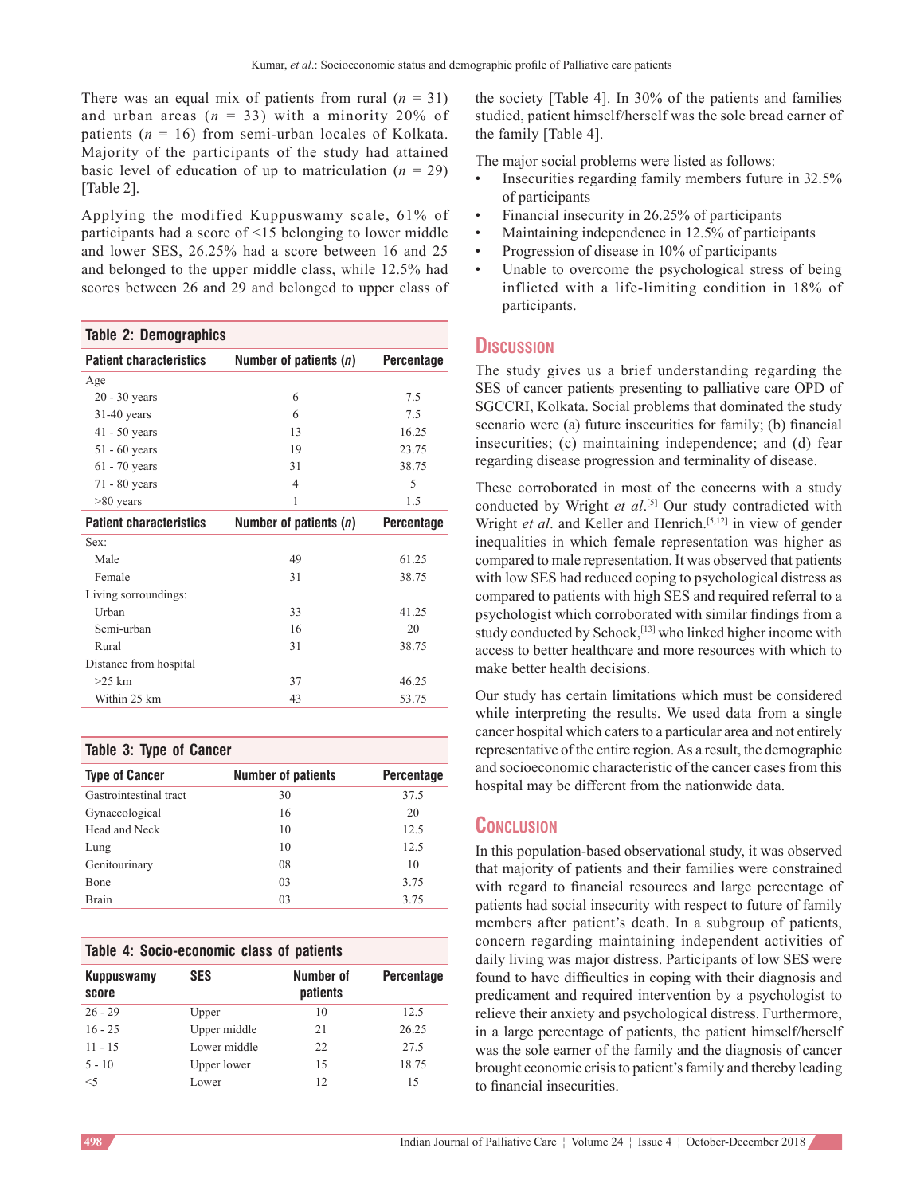There was an equal mix of patients from rural ($n$ = 31) and urban areas ($n$ = 33) with a minority 20% of patients ($n$ = 16) from semi-urban locales of Kolkata. Majority of the participants of the study had attained basic level of education of up to matriculation ($n$ = 29) [Table 2].

Applying the modified Kuppuswamy scale, 61% of participants had a score of <15 belonging to lower middle and lower SES, 26.25% had a score between 16 and 25 and belonged to the upper middle class, while 12.5% had scores between 26 and 29 and belonged to upper class of the society [Table 4]. In 30% of the patients and families studied, patient himself/herself was the sole bread earner of the family [Table 4].

**Table 2: Demographics**

| Patient characteristics | Number of patients ($n$) | Percentage |
|---|---|---|
| Age | | |
| 20 - 30 years | 6 | 7.5 |
| 31-40 years | 6 | 7.5 |
| 41 - 50 years | 13 | 16.25 |
| 51 - 60 years | 19 | 23.75 |
| 61 - 70 years | 31 | 38.75 |
| 71 - 80 years | 4 | 5 |
| >80 years | 1 | 1.5 |
| **Patient characteristics** | **Number of patients ($n$)** | **Percentage** |
| Sex: | | |
| Male | 49 | 61.25 |
| Female | 31 | 38.75 |
| Living sorroundings: | | |
| Urban | 33 | 41.25 |
| Semi-urban | 16 | 20 |
| Rural | 31 | 38.75 |
| Distance from hospital | | |
| >25 km | 37 | 46.25 |
| Within 25 km | 43 | 53.75 |

**Table 3: Type of Cancer**

| Type of Cancer | Number of patients | Percentage |
|---|---|---|
| Gastrointestinal tract | 30 | 37.5 |
| Gynaecological | 16 | 20 |
| Head and Neck | 10 | 12.5 |
| Lung | 10 | 12.5 |
| Genitourinary | 08 | 10 |
| Bone | 03 | 3.75 |
| Brain | 03 | 3.75 |

**Table 4: Socio-economic class of patients**

| Kuppuswamy score | SES | Number of patients | Percentage |
|---|---|---|---|
| 26 - 29 | Upper | 10 | 12.5 |
| 16 - 25 | Upper middle | 21 | 26.25 |
| 11 - 15 | Lower middle | 22 | 27.5 |
| 5 - 10 | Upper lower | 15 | 18.75 |
| <5 | Lower | 12 | 15 |

The major social problems were listed as follows:

- Insecurities regarding family members future in 32.5% of participants
- Financial insecurity in 26.25% of participants
- Maintaining independence in 12.5% of participants
- Progression of disease in 10% of participants
- Unable to overcome the psychological stress of being inflicted with a life-limiting condition in 18% of participants.

## Discussion

The study gives us a brief understanding regarding the SES of cancer patients presenting to palliative care OPD of SGCCRI, Kolkata. Social problems that dominated the study scenario were (a) future insecurities for family; (b) financial insecurities; (c) maintaining independence; and (d) fear regarding disease progression and terminality of disease.

These corroborated in most of the concerns with a study conducted by Wright *et al*.[5] Our study contradicted with Wright *et al*. and Keller and Henrich.[5,12] in view of gender inequalities in which female representation was higher as compared to male representation. It was observed that patients with low SES had reduced coping to psychological distress as compared to patients with high SES and required referral to a psychologist which corroborated with similar findings from a study conducted by Schock,[13] who linked higher income with access to better healthcare and more resources with which to make better health decisions.

Our study has certain limitations which must be considered while interpreting the results. We used data from a single cancer hospital which caters to a particular area and not entirely representative of the entire region. As a result, the demographic and socioeconomic characteristic of the cancer cases from this hospital may be different from the nationwide data.

## Conclusion

In this population-based observational study, it was observed that majority of patients and their families were constrained with regard to financial resources and large percentage of patients had social insecurity with respect to future of family members after patient's death. In a subgroup of patients, concern regarding maintaining independent activities of daily living was major distress. Participants of low SES were found to have difficulties in coping with their diagnosis and predicament and required intervention by a psychologist to relieve their anxiety and psychological distress. Furthermore, in a large percentage of patients, the patient himself/herself was the sole earner of the family and the diagnosis of cancer brought economic crisis to patient's family and thereby leading to financial insecurities.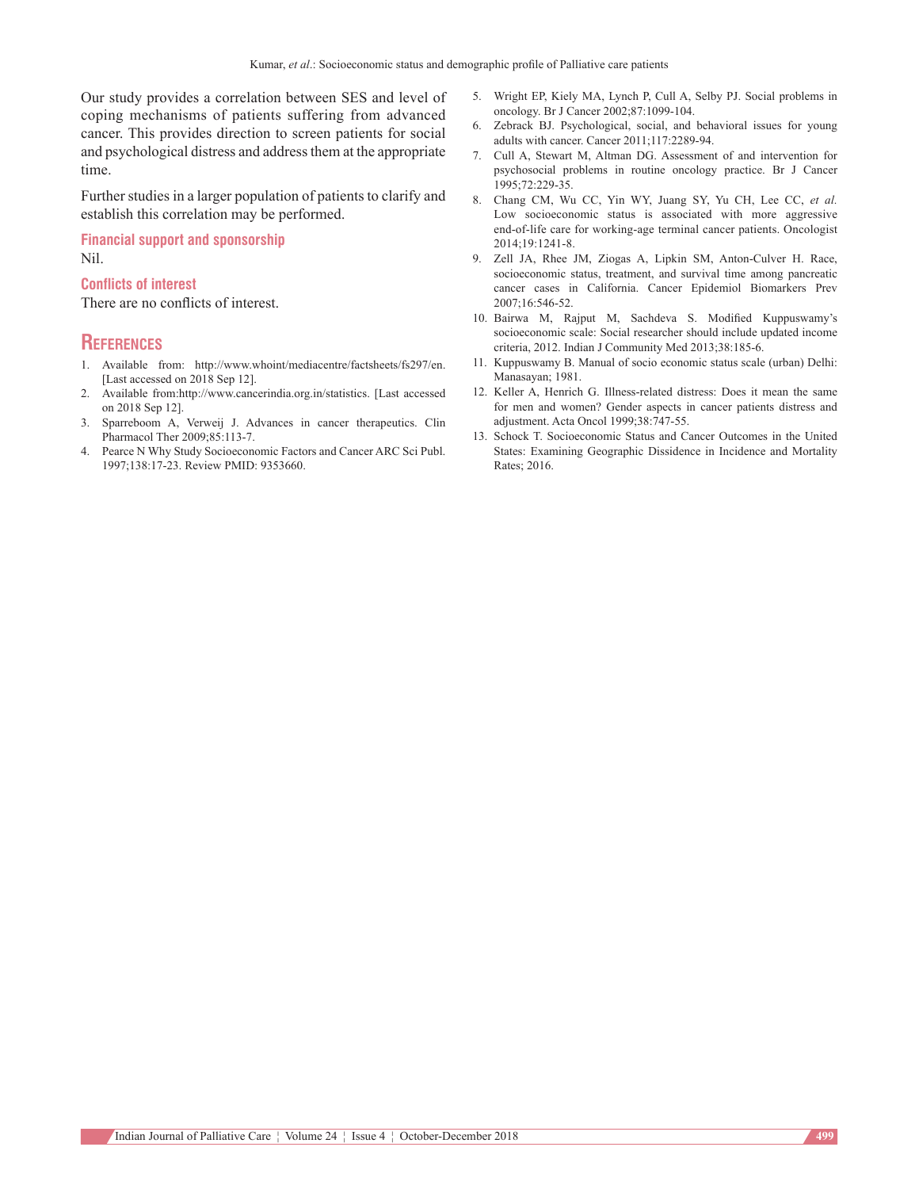Our study provides a correlation between SES and level of coping mechanisms of patients suffering from advanced cancer. This provides direction to screen patients for social and psychological distress and address them at the appropriate time.

Further studies in a larger population of patients to clarify and establish this correlation may be performed.

### Financial support and sponsorship

Nil.

### Conflicts of interest

There are no conflicts of interest.

## References

1. Available from: http://www.whoint/mediacentre/factsheets/fs297/en. [Last accessed on 2018 Sep 12].
2. Available from:http://www.cancerindia.org.in/statistics. [Last accessed on 2018 Sep 12].
3. Sparreboom A, Verweij J. Advances in cancer therapeutics. Clin Pharmacol Ther 2009;85:113-7.
4. Pearce N Why Study Socioeconomic Factors and Cancer ARC Sci Publ. 1997;138:17-23. Review PMID: 9353660.
5. Wright EP, Kiely MA, Lynch P, Cull A, Selby PJ. Social problems in oncology. Br J Cancer 2002;87:1099-104.
6. Zebrack BJ. Psychological, social, and behavioral issues for young adults with cancer. Cancer 2011;117:2289-94.
7. Cull A, Stewart M, Altman DG. Assessment of and intervention for psychosocial problems in routine oncology practice. Br J Cancer 1995;72:229-35.
8. Chang CM, Wu CC, Yin WY, Juang SY, Yu CH, Lee CC, *et al.* Low socioeconomic status is associated with more aggressive end-of-life care for working-age terminal cancer patients. Oncologist 2014;19:1241-8.
9. Zell JA, Rhee JM, Ziogas A, Lipkin SM, Anton-Culver H. Race, socioeconomic status, treatment, and survival time among pancreatic cancer cases in California. Cancer Epidemiol Biomarkers Prev 2007;16:546-52.
10. Bairwa M, Rajput M, Sachdeva S. Modified Kuppuswamy's socioeconomic scale: Social researcher should include updated income criteria, 2012. Indian J Community Med 2013;38:185-6.
11. Kuppuswamy B. Manual of socio economic status scale (urban) Delhi: Manasayan; 1981.
12. Keller A, Henrich G. Illness-related distress: Does it mean the same for men and women? Gender aspects in cancer patients distress and adjustment. Acta Oncol 1999;38:747-55.
13. Schock T. Socioeconomic Status and Cancer Outcomes in the United States: Examining Geographic Dissidence in Incidence and Mortality Rates; 2016.